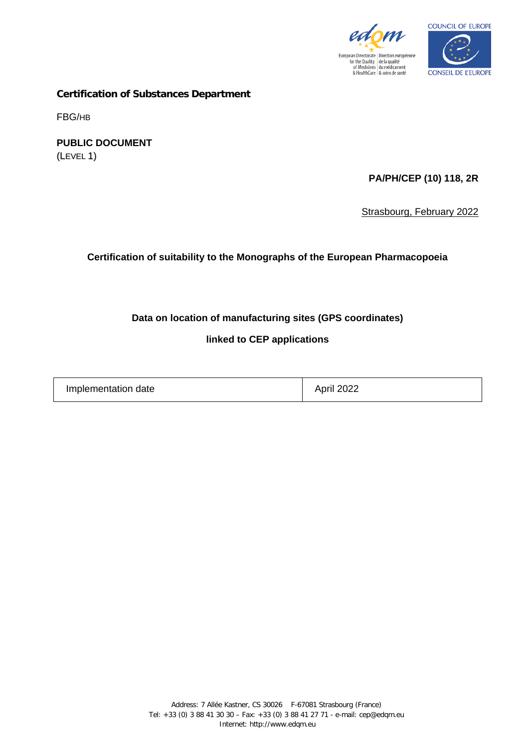**Certification of Substances Department**

FBG/HB

**PUBLIC DOCUMENT**
(LEVEL 1)

**PA/PH/CEP (10) 118, 2R**

Strasbourg, February 2022

**Certification of suitability to the Monographs of the European Pharmacopoeia**

**Data on location of manufacturing sites (GPS coordinates)**

**linked to CEP applications**

| Implementation date | April 2022 |
|---|---|

Address: 7 Allée Kastner, CS 30026 F-67081 Strasbourg (France)
Tel: +33 (0) 3 88 41 30 30 – Fax: +33 (0) 3 88 41 27 71 - e-mail: cep@edqm.eu
Internet: http://www.edqm.eu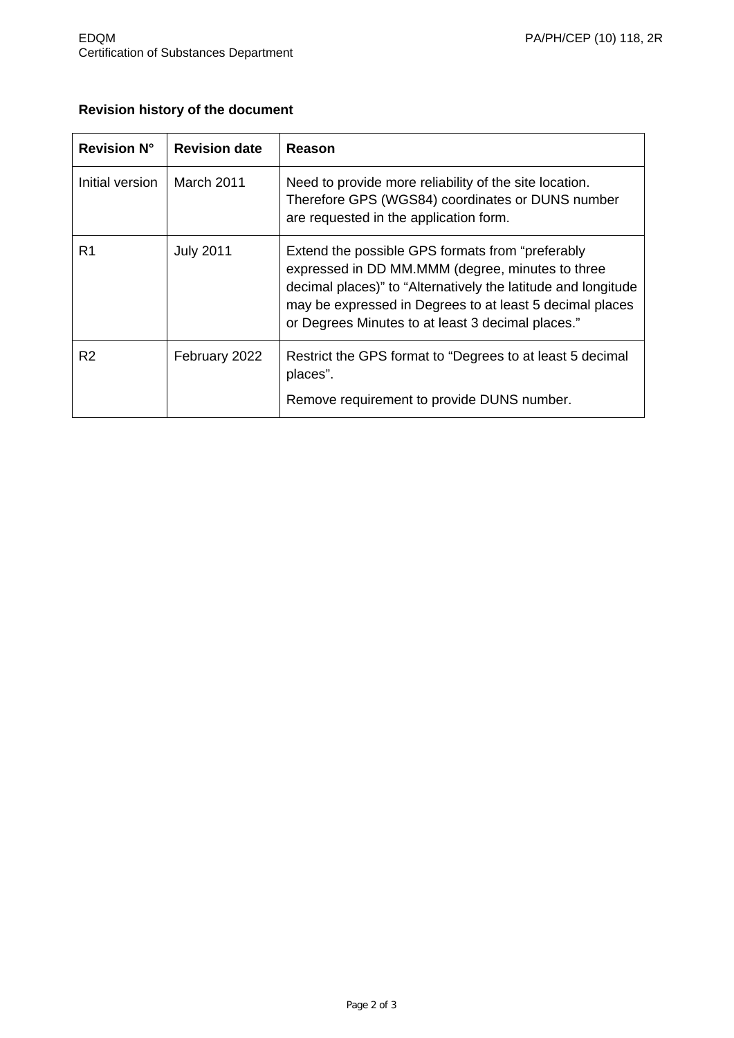**Revision history of the document**

| Revision N° | Revision date | Reason |
|---|---|---|
| Initial version | March 2011 | Need to provide more reliability of the site location. Therefore GPS (WGS84) coordinates or DUNS number are requested in the application form. |
| R1 | July 2011 | Extend the possible GPS formats from “preferably expressed in DD MM.MMM (degree, minutes to three decimal places)” to “Alternatively the latitude and longitude may be expressed in Degrees to at least 5 decimal places or Degrees Minutes to at least 3 decimal places.” |
| R2 | February 2022 | Restrict the GPS format to “Degrees to at least 5 decimal places”.<br><br>Remove requirement to provide DUNS number. |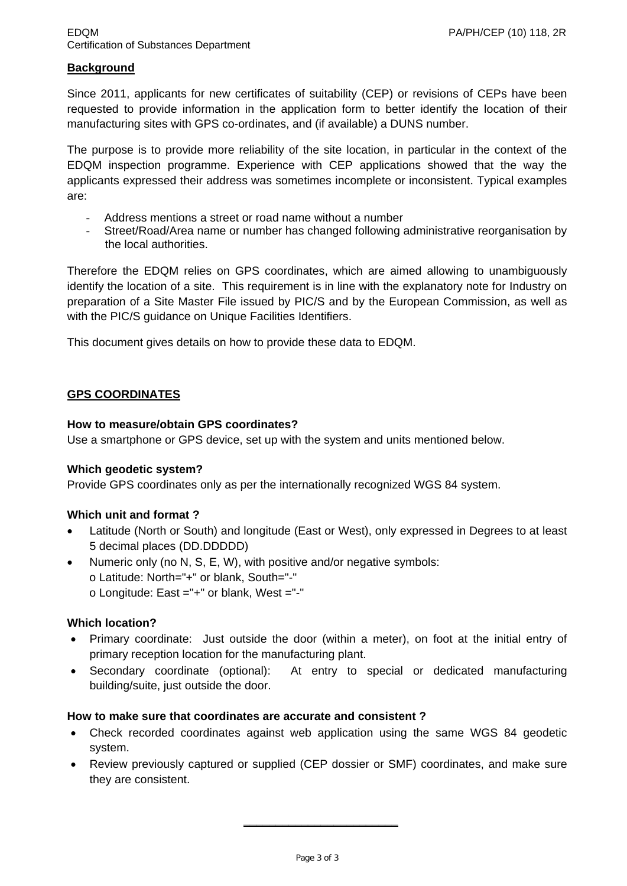**Background**

Since 2011, applicants for new certificates of suitability (CEP) or revisions of CEPs have been requested to provide information in the application form to better identify the location of their manufacturing sites with GPS co-ordinates, and (if available) a DUNS number.

The purpose is to provide more reliability of the site location, in particular in the context of the EDQM inspection programme. Experience with CEP applications showed that the way the applicants expressed their address was sometimes incomplete or inconsistent. Typical examples are:

- Address mentions a street or road name without a number
- Street/Road/Area name or number has changed following administrative reorganisation by the local authorities.

Therefore the EDQM relies on GPS coordinates, which are aimed allowing to unambiguously identify the location of a site. This requirement is in line with the explanatory note for Industry on preparation of a Site Master File issued by PIC/S and by the European Commission, as well as with the PIC/S guidance on Unique Facilities Identifiers.

This document gives details on how to provide these data to EDQM.

**GPS COORDINATES**

**How to measure/obtain GPS coordinates?**

Use a smartphone or GPS device, set up with the system and units mentioned below.

**Which geodetic system?**

Provide GPS coordinates only as per the internationally recognized WGS 84 system.

**Which unit and format ?**

- Latitude (North or South) and longitude (East or West), only expressed in Degrees to at least 5 decimal places (DD.DDDDD)
- Numeric only (no N, S, E, W), with positive and/or negative symbols:
  - o Latitude: North="+" or blank, South="-"
  - o Longitude: East ="+" or blank, West ="-"

**Which location?**

- Primary coordinate: Just outside the door (within a meter), on foot at the initial entry of primary reception location for the manufacturing plant.
- Secondary coordinate (optional): At entry to special or dedicated manufacturing building/suite, just outside the door.

**How to make sure that coordinates are accurate and consistent ?**

- Check recorded coordinates against web application using the same WGS 84 geodetic system.
- Review previously captured or supplied (CEP dossier or SMF) coordinates, and make sure they are consistent.